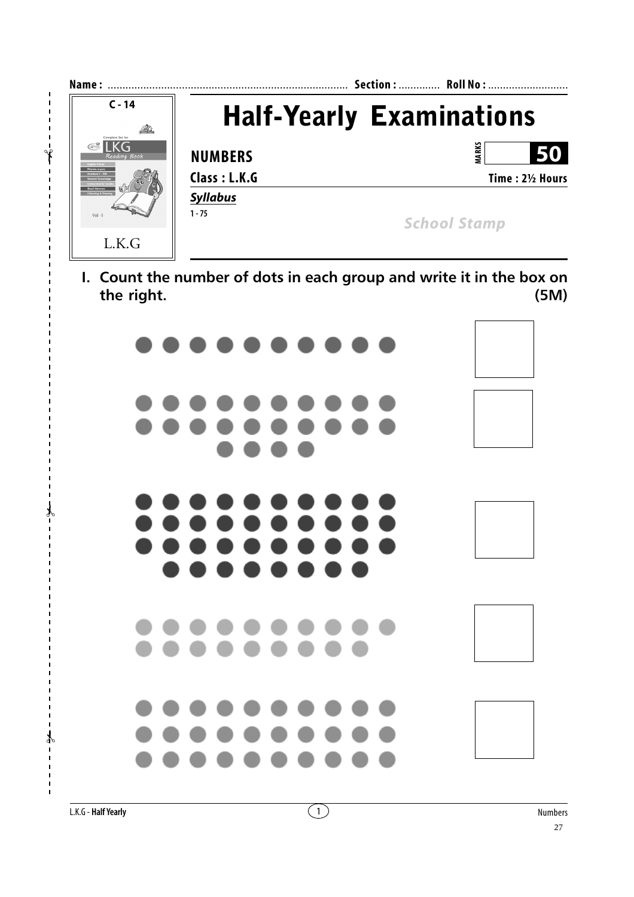**Name :** ........................................................................ **Section :** ............. **Roll No :** ..........................

C - 14

L.K.G

# Half-Yearly Examinations

**NUMBERS**

**MARKS** **50**

**Class : L.K.G**

**Time : 2½ Hours**

***Syllabus***

1 - 75

*School Stamp*

**I. Count the number of dots in each group and write it in the box on the right. (5M)**

● ● ● ● ● ● ● ● ● ● ☐

● ● ● ● ● ● ● ● ● ●
● ● ● ● ● ● ● ● ● ●
● ● ● ● ☐

● ● ● ● ● ● ● ● ● ●
● ● ● ● ● ● ● ● ● ●
● ● ● ● ● ● ● ● ● ●
● ● ● ● ● ● ● ● ☐

● ● ● ● ● ● ● ● ● ●
● ● ● ● ● ● ● ● ● ☐

● ● ● ● ● ● ● ● ● ●
● ● ● ● ● ● ● ● ● ●
● ● ● ● ● ● ● ● ● ● ☐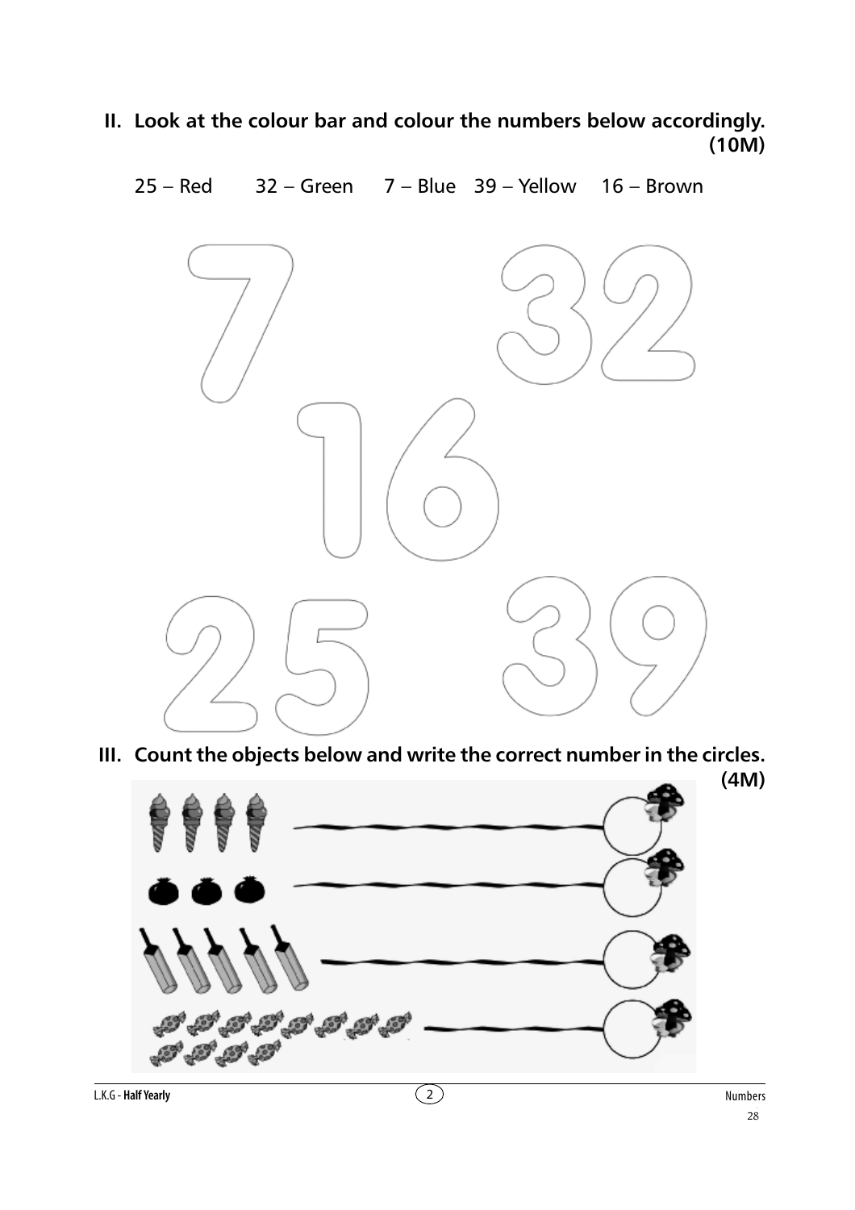**II. Look at the colour bar and colour the numbers below accordingly. (10M)**

25 – Red 32 – Green 7 – Blue 39 – Yellow 16 – Brown

7 32

16

25 39

**III. Count the objects below and write the correct number in the circles. (4M)**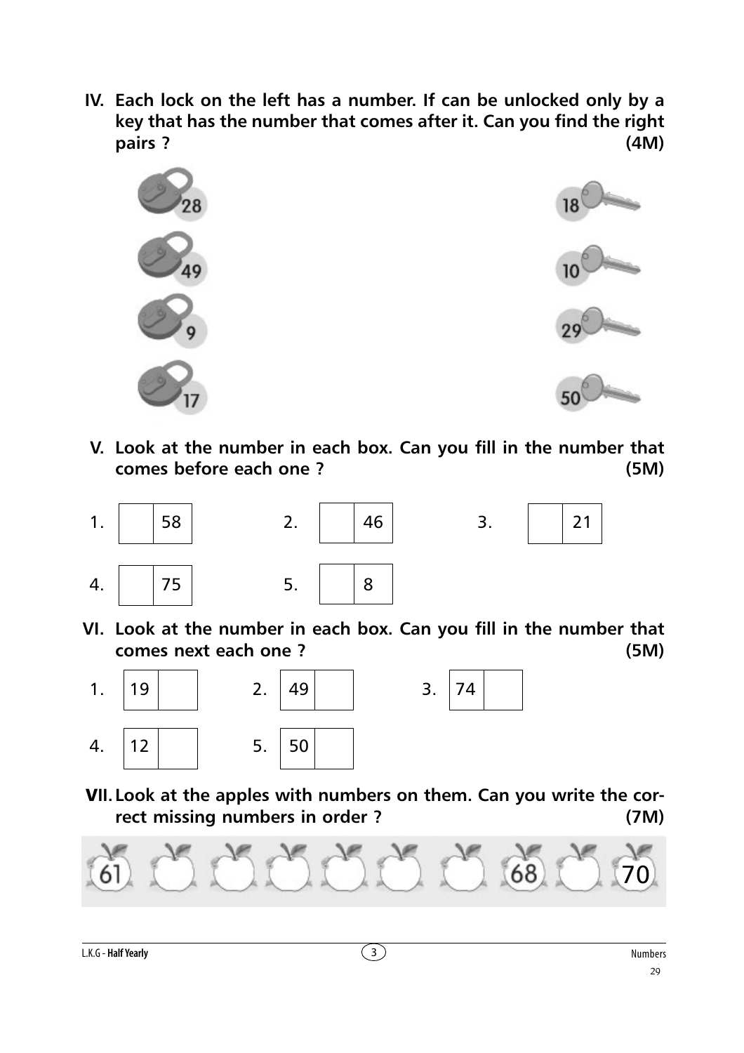**IV. Each lock on the left has a number. If can be unlocked only by a key that has the number that comes after it. Can you find the right pairs ? (4M)**

| Locks | Keys |
|---|---|
| 28 | 18 |
| 49 | 10 |
| 9 | 29 |
| 17 | 50 |

**V. Look at the number in each box. Can you fill in the number that comes before each one ? (5M)**

1. | &nbsp; | 58 |
2. | &nbsp; | 46 |
3. | &nbsp; | 21 |
4. | &nbsp; | 75 |
5. | &nbsp; | 8 |

**VI. Look at the number in each box. Can you fill in the number that comes next each one ? (5M)**

1. | 19 | &nbsp; |
2. | 49 | &nbsp; |
3. | 74 | &nbsp; |
4. | 12 | &nbsp; |
5. | 50 | &nbsp; |

**VII. Look at the apples with numbers on them. Can you write the correct missing numbers in order ? (7M)**

61, \_\_, \_\_, \_\_, \_\_, \_\_, \_\_, 68, \_\_, 70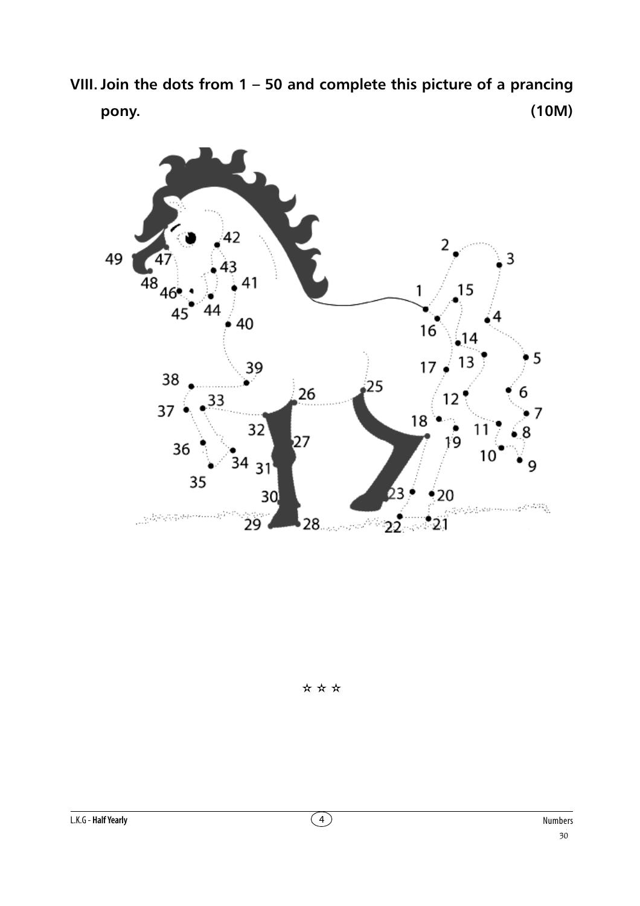**VIII. Join the dots from 1 – 50 and complete this picture of a prancing pony. (10M)**

1 2 3 4 5 6 7 8 9 10 11 12 13 14 15 16 17 18 19 20 21 22 23 25 26 27 28 29 30 31 32 33 34 35 36 37 38 39 40 41 42 43 44 45 46 47 48 49

☆ ☆ ☆